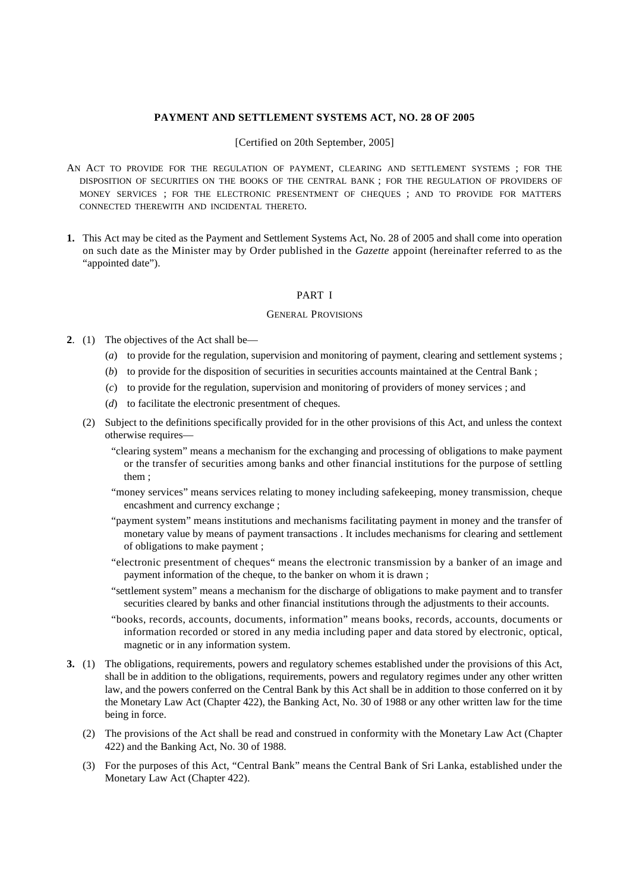# PAYMENT AND SETTLEMENT SYSTEMS ACT, NO. 28 OF 2005

[Certified on 20th September, 2005]

AN ACT TO PROVIDE FOR THE REGULATION OF PAYMENT, CLEARING AND SETTLEMENT SYSTEMS ; FOR THE DISPOSITION OF SECURITIES ON THE BOOKS OF THE CENTRAL BANK ; FOR THE REGULATION OF PROVIDERS OF MONEY SERVICES ; FOR THE ELECTRONIC PRESENTMENT OF CHEQUES ; AND TO PROVIDE FOR MATTERS CONNECTED THEREWITH AND INCIDENTAL THERETO.

**1.** This Act may be cited as the Payment and Settlement Systems Act, No. 28 of 2005 and shall come into operation on such date as the Minister may by Order published in the *Gazette* appoint (hereinafter referred to as the "appointed date").

## PART I

### GENERAL PROVISIONS

**2**. (1) The objectives of the Act shall be—

(*a*) to provide for the regulation, supervision and monitoring of payment, clearing and settlement systems ;

(*b*) to provide for the disposition of securities in securities accounts maintained at the Central Bank ;

(*c*) to provide for the regulation, supervision and monitoring of providers of money services ; and

(*d*) to facilitate the electronic presentment of cheques.

(2) Subject to the definitions specifically provided for in the other provisions of this Act, and unless the context otherwise requires—

"clearing system" means a mechanism for the exchanging and processing of obligations to make payment or the transfer of securities among banks and other financial institutions for the purpose of settling them ;

"money services" means services relating to money including safekeeping, money transmission, cheque encashment and currency exchange ;

"payment system" means institutions and mechanisms facilitating payment in money and the transfer of monetary value by means of payment transactions . It includes mechanisms for clearing and settlement of obligations to make payment ;

"electronic presentment of cheques" means the electronic transmission by a banker of an image and payment information of the cheque, to the banker on whom it is drawn ;

"settlement system" means a mechanism for the discharge of obligations to make payment and to transfer securities cleared by banks and other financial institutions through the adjustments to their accounts.

"books, records, accounts, documents, information" means books, records, accounts, documents or information recorded or stored in any media including paper and data stored by electronic, optical, magnetic or in any information system.

**3.** (1) The obligations, requirements, powers and regulatory schemes established under the provisions of this Act, shall be in addition to the obligations, requirements, powers and regulatory regimes under any other written law, and the powers conferred on the Central Bank by this Act shall be in addition to those conferred on it by the Monetary Law Act (Chapter 422), the Banking Act, No. 30 of 1988 or any other written law for the time being in force.

(2) The provisions of the Act shall be read and construed in conformity with the Monetary Law Act (Chapter 422) and the Banking Act, No. 30 of 1988.

(3) For the purposes of this Act, "Central Bank" means the Central Bank of Sri Lanka, established under the Monetary Law Act (Chapter 422).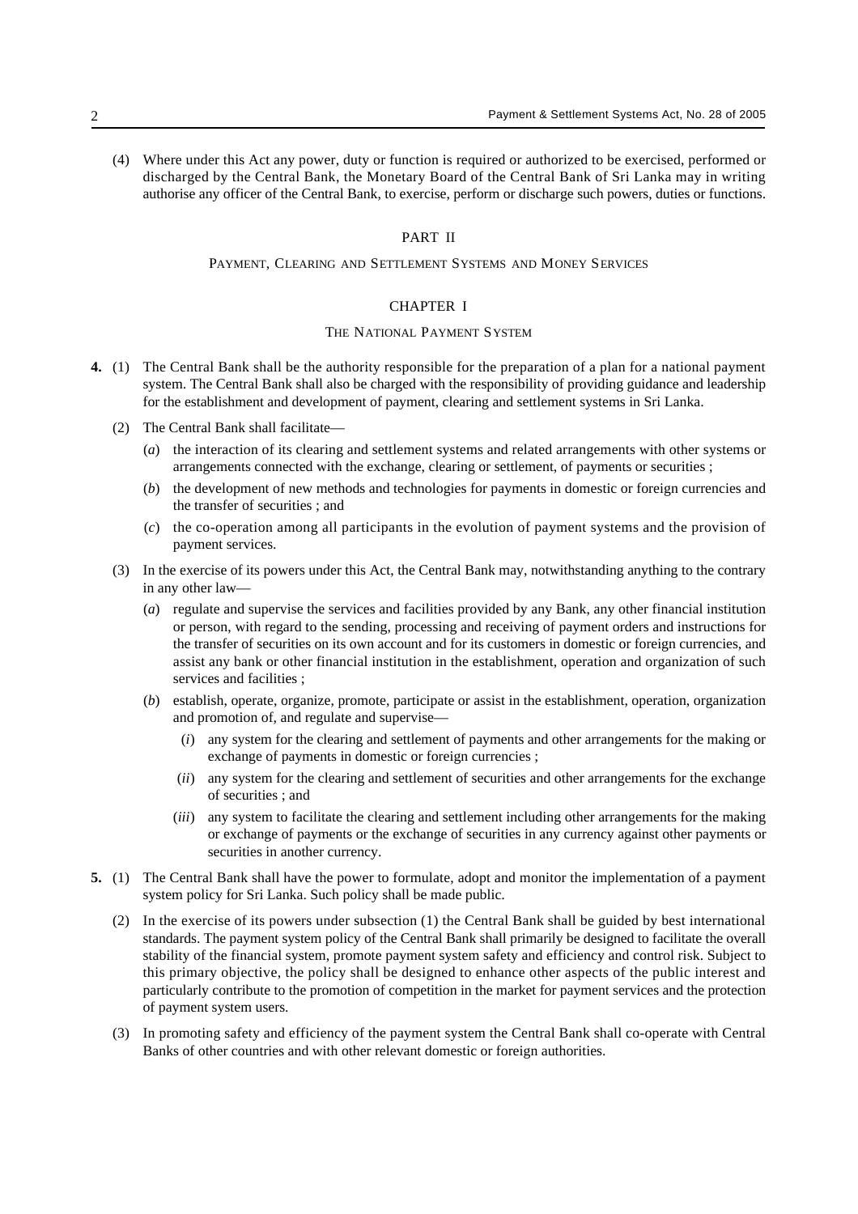(4) Where under this Act any power, duty or function is required or authorized to be exercised, performed or discharged by the Central Bank, the Monetary Board of the Central Bank of Sri Lanka may in writing authorise any officer of the Central Bank, to exercise, perform or discharge such powers, duties or functions.

## PART II

### PAYMENT, CLEARING AND SETTLEMENT SYSTEMS AND MONEY SERVICES

### CHAPTER I

### THE NATIONAL PAYMENT SYSTEM

**4.** (1) The Central Bank shall be the authority responsible for the preparation of a plan for a national payment system. The Central Bank shall also be charged with the responsibility of providing guidance and leadership for the establishment and development of payment, clearing and settlement systems in Sri Lanka.

(2) The Central Bank shall facilitate—

(*a*) the interaction of its clearing and settlement systems and related arrangements with other systems or arrangements connected with the exchange, clearing or settlement, of payments or securities ;

(*b*) the development of new methods and technologies for payments in domestic or foreign currencies and the transfer of securities ; and

(*c*) the co-operation among all participants in the evolution of payment systems and the provision of payment services.

(3) In the exercise of its powers under this Act, the Central Bank may, notwithstanding anything to the contrary in any other law—

(*a*) regulate and supervise the services and facilities provided by any Bank, any other financial institution or person, with regard to the sending, processing and receiving of payment orders and instructions for the transfer of securities on its own account and for its customers in domestic or foreign currencies, and assist any bank or other financial institution in the establishment, operation and organization of such services and facilities ;

(*b*) establish, operate, organize, promote, participate or assist in the establishment, operation, organization and promotion of, and regulate and supervise—

(*i*) any system for the clearing and settlement of payments and other arrangements for the making or exchange of payments in domestic or foreign currencies ;

(*ii*) any system for the clearing and settlement of securities and other arrangements for the exchange of securities ; and

(*iii*) any system to facilitate the clearing and settlement including other arrangements for the making or exchange of payments or the exchange of securities in any currency against other payments or securities in another currency.

**5.** (1) The Central Bank shall have the power to formulate, adopt and monitor the implementation of a payment system policy for Sri Lanka. Such policy shall be made public.

(2) In the exercise of its powers under subsection (1) the Central Bank shall be guided by best international standards. The payment system policy of the Central Bank shall primarily be designed to facilitate the overall stability of the financial system, promote payment system safety and efficiency and control risk. Subject to this primary objective, the policy shall be designed to enhance other aspects of the public interest and particularly contribute to the promotion of competition in the market for payment services and the protection of payment system users.

(3) In promoting safety and efficiency of the payment system the Central Bank shall co-operate with Central Banks of other countries and with other relevant domestic or foreign authorities.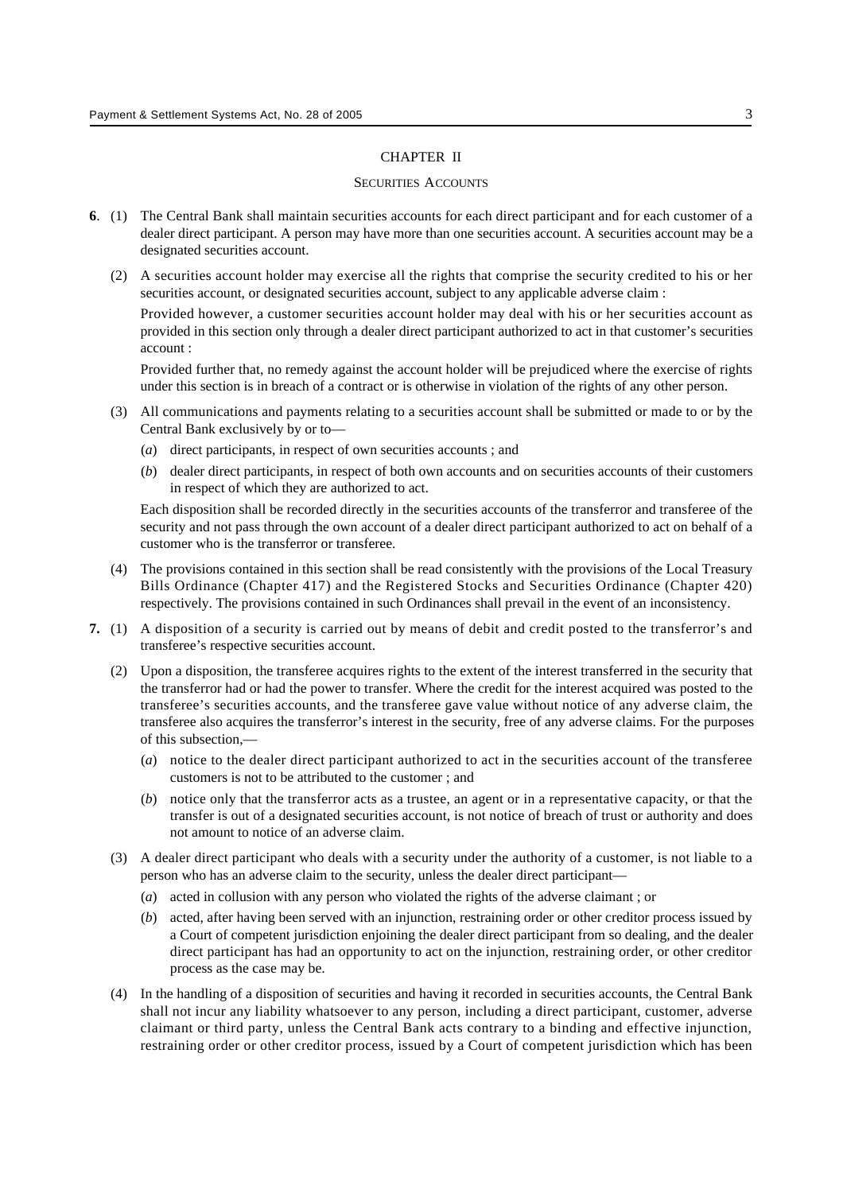## CHAPTER II

### SECURITIES ACCOUNTS

**6**. (1) The Central Bank shall maintain securities accounts for each direct participant and for each customer of a dealer direct participant. A person may have more than one securities account. A securities account may be a designated securities account.

(2) A securities account holder may exercise all the rights that comprise the security credited to his or her securities account, or designated securities account, subject to any applicable adverse claim :

Provided however, a customer securities account holder may deal with his or her securities account as provided in this section only through a dealer direct participant authorized to act in that customer's securities account :

Provided further that, no remedy against the account holder will be prejudiced where the exercise of rights under this section is in breach of a contract or is otherwise in violation of the rights of any other person.

(3) All communications and payments relating to a securities account shall be submitted or made to or by the Central Bank exclusively by or to—

(*a*) direct participants, in respect of own securities accounts ; and

(*b*) dealer direct participants, in respect of both own accounts and on securities accounts of their customers in respect of which they are authorized to act.

Each disposition shall be recorded directly in the securities accounts of the transferror and transferee of the security and not pass through the own account of a dealer direct participant authorized to act on behalf of a customer who is the transferror or transferee.

(4) The provisions contained in this section shall be read consistently with the provisions of the Local Treasury Bills Ordinance (Chapter 417) and the Registered Stocks and Securities Ordinance (Chapter 420) respectively. The provisions contained in such Ordinances shall prevail in the event of an inconsistency.

**7.** (1) A disposition of a security is carried out by means of debit and credit posted to the transferror's and transferee's respective securities account.

(2) Upon a disposition, the transferee acquires rights to the extent of the interest transferred in the security that the transferror had or had the power to transfer. Where the credit for the interest acquired was posted to the transferee's securities accounts, and the transferee gave value without notice of any adverse claim, the transferee also acquires the transferror's interest in the security, free of any adverse claims. For the purposes of this subsection,—

(*a*) notice to the dealer direct participant authorized to act in the securities account of the transferee customers is not to be attributed to the customer ; and

(*b*) notice only that the transferror acts as a trustee, an agent or in a representative capacity, or that the transfer is out of a designated securities account, is not notice of breach of trust or authority and does not amount to notice of an adverse claim.

(3) A dealer direct participant who deals with a security under the authority of a customer, is not liable to a person who has an adverse claim to the security, unless the dealer direct participant—

(*a*) acted in collusion with any person who violated the rights of the adverse claimant ; or

(*b*) acted, after having been served with an injunction, restraining order or other creditor process issued by a Court of competent jurisdiction enjoining the dealer direct participant from so dealing, and the dealer direct participant has had an opportunity to act on the injunction, restraining order, or other creditor process as the case may be.

(4) In the handling of a disposition of securities and having it recorded in securities accounts, the Central Bank shall not incur any liability whatsoever to any person, including a direct participant, customer, adverse claimant or third party, unless the Central Bank acts contrary to a binding and effective injunction, restraining order or other creditor process, issued by a Court of competent jurisdiction which has been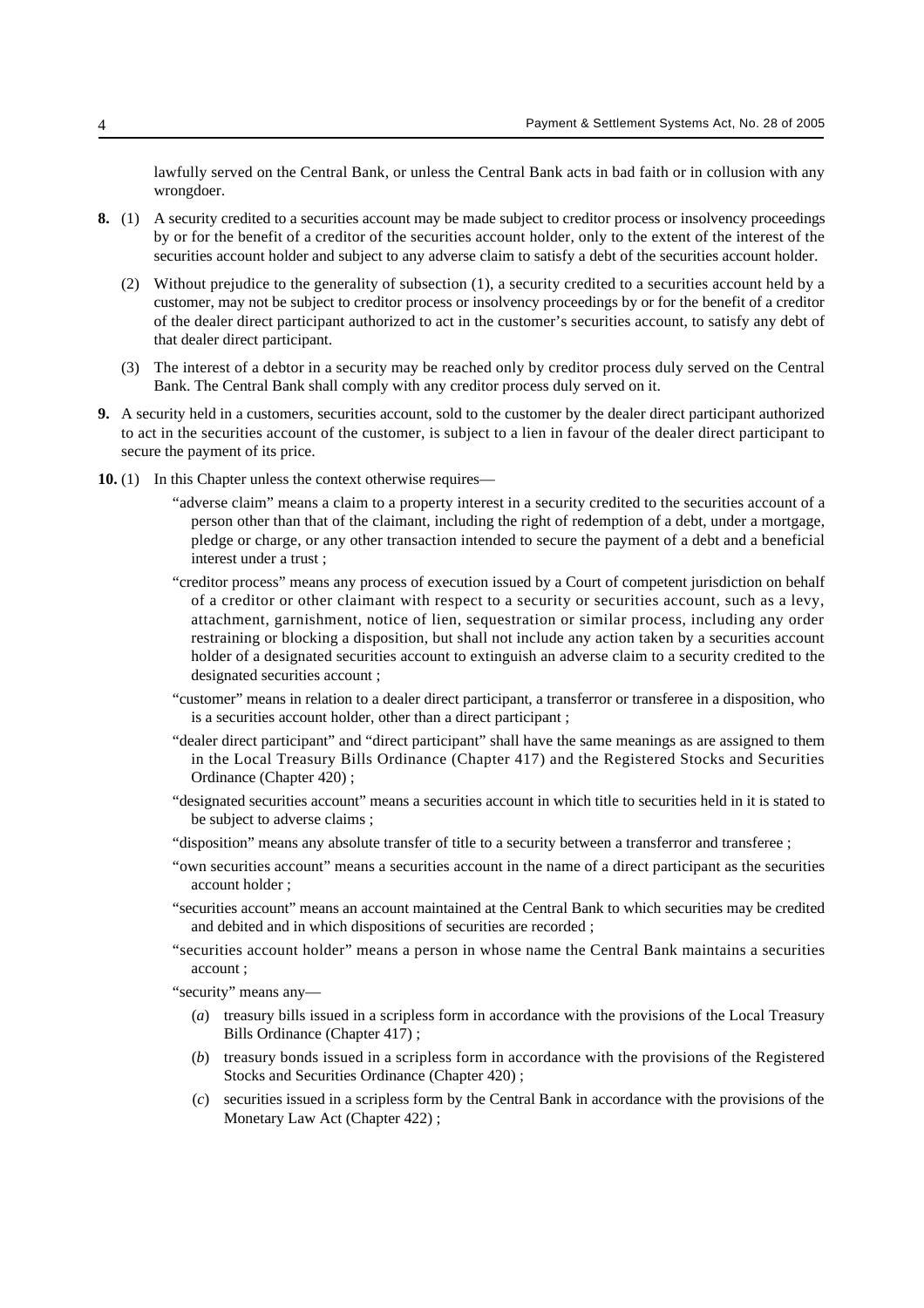lawfully served on the Central Bank, or unless the Central Bank acts in bad faith or in collusion with any wrongdoer.

**8.** (1) A security credited to a securities account may be made subject to creditor process or insolvency proceedings by or for the benefit of a creditor of the securities account holder, only to the extent of the interest of the securities account holder and subject to any adverse claim to satisfy a debt of the securities account holder.

(2) Without prejudice to the generality of subsection (1), a security credited to a securities account held by a customer, may not be subject to creditor process or insolvency proceedings by or for the benefit of a creditor of the dealer direct participant authorized to act in the customer's securities account, to satisfy any debt of that dealer direct participant.

(3) The interest of a debtor in a security may be reached only by creditor process duly served on the Central Bank. The Central Bank shall comply with any creditor process duly served on it.

**9.** A security held in a customers, securities account, sold to the customer by the dealer direct participant authorized to act in the securities account of the customer, is subject to a lien in favour of the dealer direct participant to secure the payment of its price.

**10.** (1) In this Chapter unless the context otherwise requires—

"adverse claim" means a claim to a property interest in a security credited to the securities account of a person other than that of the claimant, including the right of redemption of a debt, under a mortgage, pledge or charge, or any other transaction intended to secure the payment of a debt and a beneficial interest under a trust ;

"creditor process" means any process of execution issued by a Court of competent jurisdiction on behalf of a creditor or other claimant with respect to a security or securities account, such as a levy, attachment, garnishment, notice of lien, sequestration or similar process, including any order restraining or blocking a disposition, but shall not include any action taken by a securities account holder of a designated securities account to extinguish an adverse claim to a security credited to the designated securities account ;

"customer" means in relation to a dealer direct participant, a transferror or transferee in a disposition, who is a securities account holder, other than a direct participant ;

"dealer direct participant" and "direct participant" shall have the same meanings as are assigned to them in the Local Treasury Bills Ordinance (Chapter 417) and the Registered Stocks and Securities Ordinance (Chapter 420) ;

"designated securities account" means a securities account in which title to securities held in it is stated to be subject to adverse claims ;

"disposition" means any absolute transfer of title to a security between a transferror and transferee ;

"own securities account" means a securities account in the name of a direct participant as the securities account holder ;

"securities account" means an account maintained at the Central Bank to which securities may be credited and debited and in which dispositions of securities are recorded ;

"securities account holder" means a person in whose name the Central Bank maintains a securities account ;

"security" means any—

(*a*) treasury bills issued in a scripless form in accordance with the provisions of the Local Treasury Bills Ordinance (Chapter 417) ;

(*b*) treasury bonds issued in a scripless form in accordance with the provisions of the Registered Stocks and Securities Ordinance (Chapter 420) ;

(*c*) securities issued in a scripless form by the Central Bank in accordance with the provisions of the Monetary Law Act (Chapter 422) ;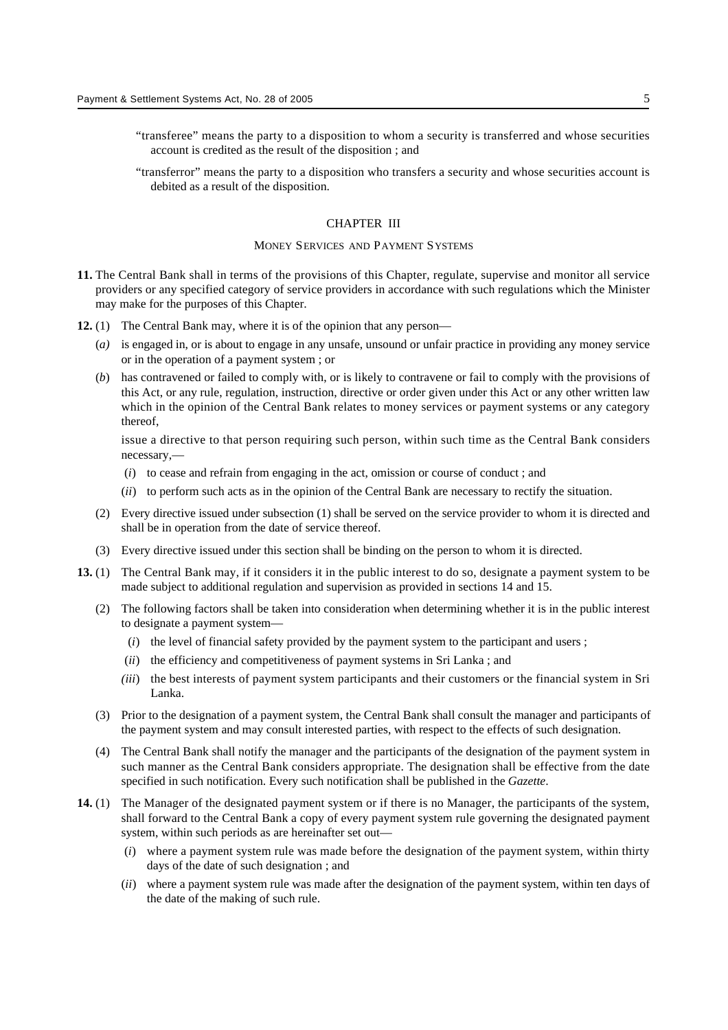"transferee" means the party to a disposition to whom a security is transferred and whose securities account is credited as the result of the disposition ; and

"transferor" means the party to a disposition who transfers a security and whose securities account is debited as a result of the disposition.

## CHAPTER III

### MONEY SERVICES AND PAYMENT SYSTEMS

**11.** The Central Bank shall in terms of the provisions of this Chapter, regulate, supervise and monitor all service providers or any specified category of service providers in accordance with such regulations which the Minister may make for the purposes of this Chapter.

**12.** (1) The Central Bank may, where it is of the opinion that any person—

(*a*) is engaged in, or is about to engage in any unsafe, unsound or unfair practice in providing any money service or in the operation of a payment system ; or

(*b*) has contravened or failed to comply with, or is likely to contravene or fail to comply with the provisions of this Act, or any rule, regulation, instruction, directive or order given under this Act or any other written law which in the opinion of the Central Bank relates to money services or payment systems or any category thereof,

issue a directive to that person requiring such person, within such time as the Central Bank considers necessary,—

(*i*) to cease and refrain from engaging in the act, omission or course of conduct ; and

(*ii*) to perform such acts as in the opinion of the Central Bank are necessary to rectify the situation.

(2) Every directive issued under subsection (1) shall be served on the service provider to whom it is directed and shall be in operation from the date of service thereof.

(3) Every directive issued under this section shall be binding on the person to whom it is directed.

**13.** (1) The Central Bank may, if it considers it in the public interest to do so, designate a payment system to be made subject to additional regulation and supervision as provided in sections 14 and 15.

(2) The following factors shall be taken into consideration when determining whether it is in the public interest to designate a payment system—

(*i*) the level of financial safety provided by the payment system to the participant and users ;

(*ii*) the efficiency and competitiveness of payment systems in Sri Lanka ; and

(*iii*) the best interests of payment system participants and their customers or the financial system in Sri Lanka.

(3) Prior to the designation of a payment system, the Central Bank shall consult the manager and participants of the payment system and may consult interested parties, with respect to the effects of such designation.

(4) The Central Bank shall notify the manager and the participants of the designation of the payment system in such manner as the Central Bank considers appropriate. The designation shall be effective from the date specified in such notification. Every such notification shall be published in the *Gazette*.

**14.** (1) The Manager of the designated payment system or if there is no Manager, the participants of the system, shall forward to the Central Bank a copy of every payment system rule governing the designated payment system, within such periods as are hereinafter set out—

(*i*) where a payment system rule was made before the designation of the payment system, within thirty days of the date of such designation ; and

(*ii*) where a payment system rule was made after the designation of the payment system, within ten days of the date of the making of such rule.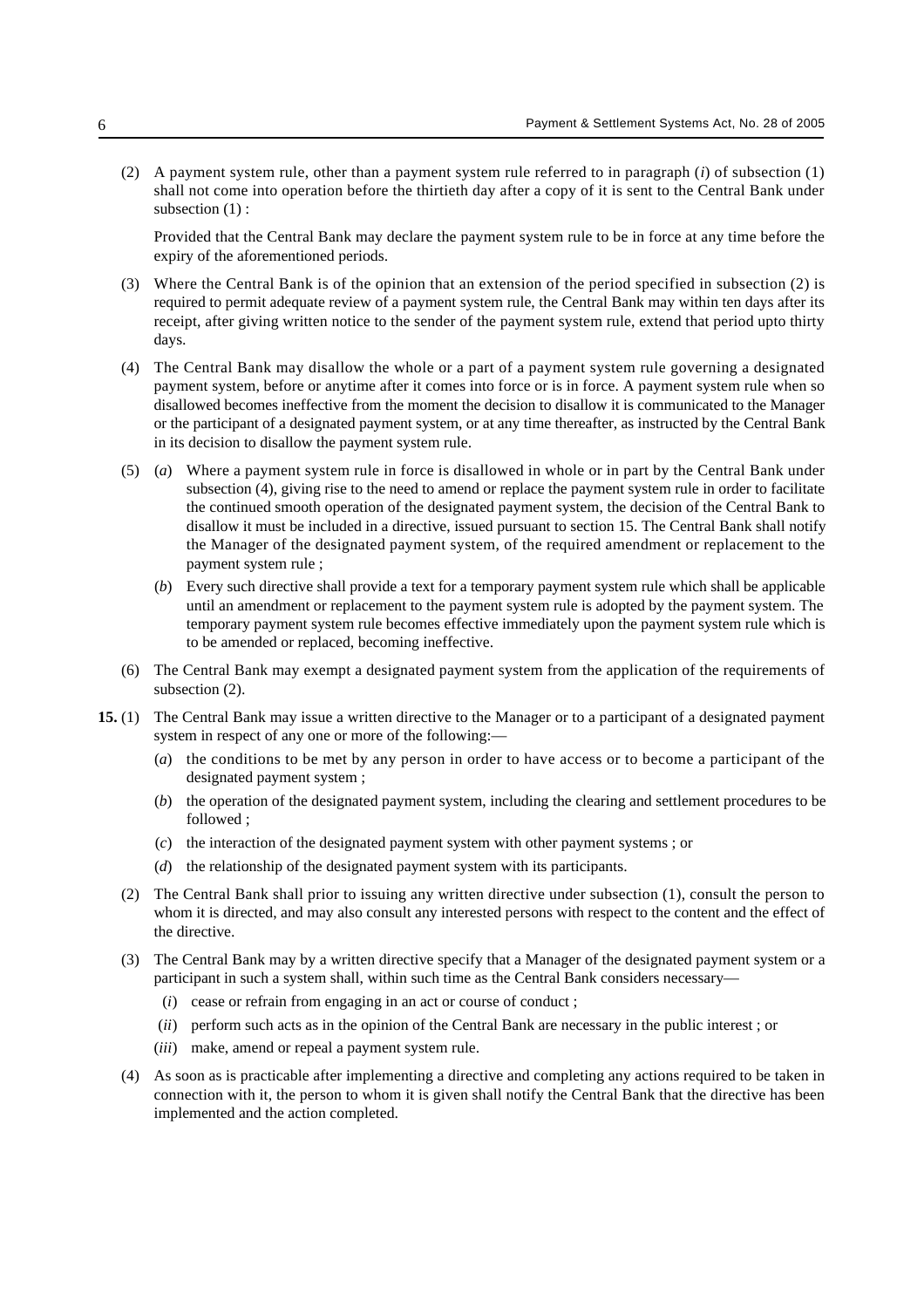(2) A payment system rule, other than a payment system rule referred to in paragraph (*i*) of subsection (1) shall not come into operation before the thirtieth day after a copy of it is sent to the Central Bank under subsection (1) :

Provided that the Central Bank may declare the payment system rule to be in force at any time before the expiry of the aforementioned periods.

(3) Where the Central Bank is of the opinion that an extension of the period specified in subsection (2) is required to permit adequate review of a payment system rule, the Central Bank may within ten days after its receipt, after giving written notice to the sender of the payment system rule, extend that period upto thirty days.

(4) The Central Bank may disallow the whole or a part of a payment system rule governing a designated payment system, before or anytime after it comes into force or is in force. A payment system rule when so disallowed becomes ineffective from the moment the decision to disallow it is communicated to the Manager or the participant of a designated payment system, or at any time thereafter, as instructed by the Central Bank in its decision to disallow the payment system rule.

(5) (*a*) Where a payment system rule in force is disallowed in whole or in part by the Central Bank under subsection (4), giving rise to the need to amend or replace the payment system rule in order to facilitate the continued smooth operation of the designated payment system, the decision of the Central Bank to disallow it must be included in a directive, issued pursuant to section 15. The Central Bank shall notify the Manager of the designated payment system, of the required amendment or replacement to the payment system rule ;

(*b*) Every such directive shall provide a text for a temporary payment system rule which shall be applicable until an amendment or replacement to the payment system rule is adopted by the payment system. The temporary payment system rule becomes effective immediately upon the payment system rule which is to be amended or replaced, becoming ineffective.

(6) The Central Bank may exempt a designated payment system from the application of the requirements of subsection (2).

**15.** (1) The Central Bank may issue a written directive to the Manager or to a participant of a designated payment system in respect of any one or more of the following:—

(*a*) the conditions to be met by any person in order to have access or to become a participant of the designated payment system ;

(*b*) the operation of the designated payment system, including the clearing and settlement procedures to be followed ;

(*c*) the interaction of the designated payment system with other payment systems ; or

(*d*) the relationship of the designated payment system with its participants.

(2) The Central Bank shall prior to issuing any written directive under subsection (1), consult the person to whom it is directed, and may also consult any interested persons with respect to the content and the effect of the directive.

(3) The Central Bank may by a written directive specify that a Manager of the designated payment system or a participant in such a system shall, within such time as the Central Bank considers necessary—

(*i*) cease or refrain from engaging in an act or course of conduct ;

(*ii*) perform such acts as in the opinion of the Central Bank are necessary in the public interest ; or

(*iii*) make, amend or repeal a payment system rule.

(4) As soon as is practicable after implementing a directive and completing any actions required to be taken in connection with it, the person to whom it is given shall notify the Central Bank that the directive has been implemented and the action completed.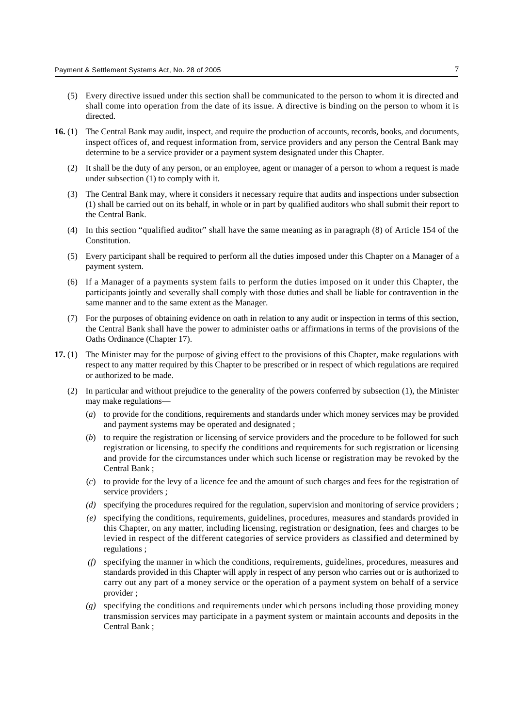(5) Every directive issued under this section shall be communicated to the person to whom it is directed and shall come into operation from the date of its issue. A directive is binding on the person to whom it is directed.

**16.** (1) The Central Bank may audit, inspect, and require the production of accounts, records, books, and documents, inspect offices of, and request information from, service providers and any person the Central Bank may determine to be a service provider or a payment system designated under this Chapter.

(2) It shall be the duty of any person, or an employee, agent or manager of a person to whom a request is made under subsection (1) to comply with it.

(3) The Central Bank may, where it considers it necessary require that audits and inspections under subsection (1) shall be carried out on its behalf, in whole or in part by qualified auditors who shall submit their report to the Central Bank.

(4) In this section "qualified auditor" shall have the same meaning as in paragraph (8) of Article 154 of the Constitution.

(5) Every participant shall be required to perform all the duties imposed under this Chapter on a Manager of a payment system.

(6) If a Manager of a payments system fails to perform the duties imposed on it under this Chapter, the participants jointly and severally shall comply with those duties and shall be liable for contravention in the same manner and to the same extent as the Manager.

(7) For the purposes of obtaining evidence on oath in relation to any audit or inspection in terms of this section, the Central Bank shall have the power to administer oaths or affirmations in terms of the provisions of the Oaths Ordinance (Chapter 17).

**17.** (1) The Minister may for the purpose of giving effect to the provisions of this Chapter, make regulations with respect to any matter required by this Chapter to be prescribed or in respect of which regulations are required or authorized to be made.

(2) In particular and without prejudice to the generality of the powers conferred by subsection (1), the Minister may make regulations—

(*a*) to provide for the conditions, requirements and standards under which money services may be provided and payment systems may be operated and designated ;

(*b*) to require the registration or licensing of service providers and the procedure to be followed for such registration or licensing, to specify the conditions and requirements for such registration or licensing and provide for the circumstances under which such license or registration may be revoked by the Central Bank ;

(*c*) to provide for the levy of a licence fee and the amount of such charges and fees for the registration of service providers ;

*(d)* specifying the procedures required for the regulation, supervision and monitoring of service providers ;

*(e)* specifying the conditions, requirements, guidelines, procedures, measures and standards provided in this Chapter, on any matter, including licensing, registration or designation, fees and charges to be levied in respect of the different categories of service providers as classified and determined by regulations ;

*(f)* specifying the manner in which the conditions, requirements, guidelines, procedures, measures and standards provided in this Chapter will apply in respect of any person who carries out or is authorized to carry out any part of a money service or the operation of a payment system on behalf of a service provider ;

*(g)* specifying the conditions and requirements under which persons including those providing money transmission services may participate in a payment system or maintain accounts and deposits in the Central Bank ;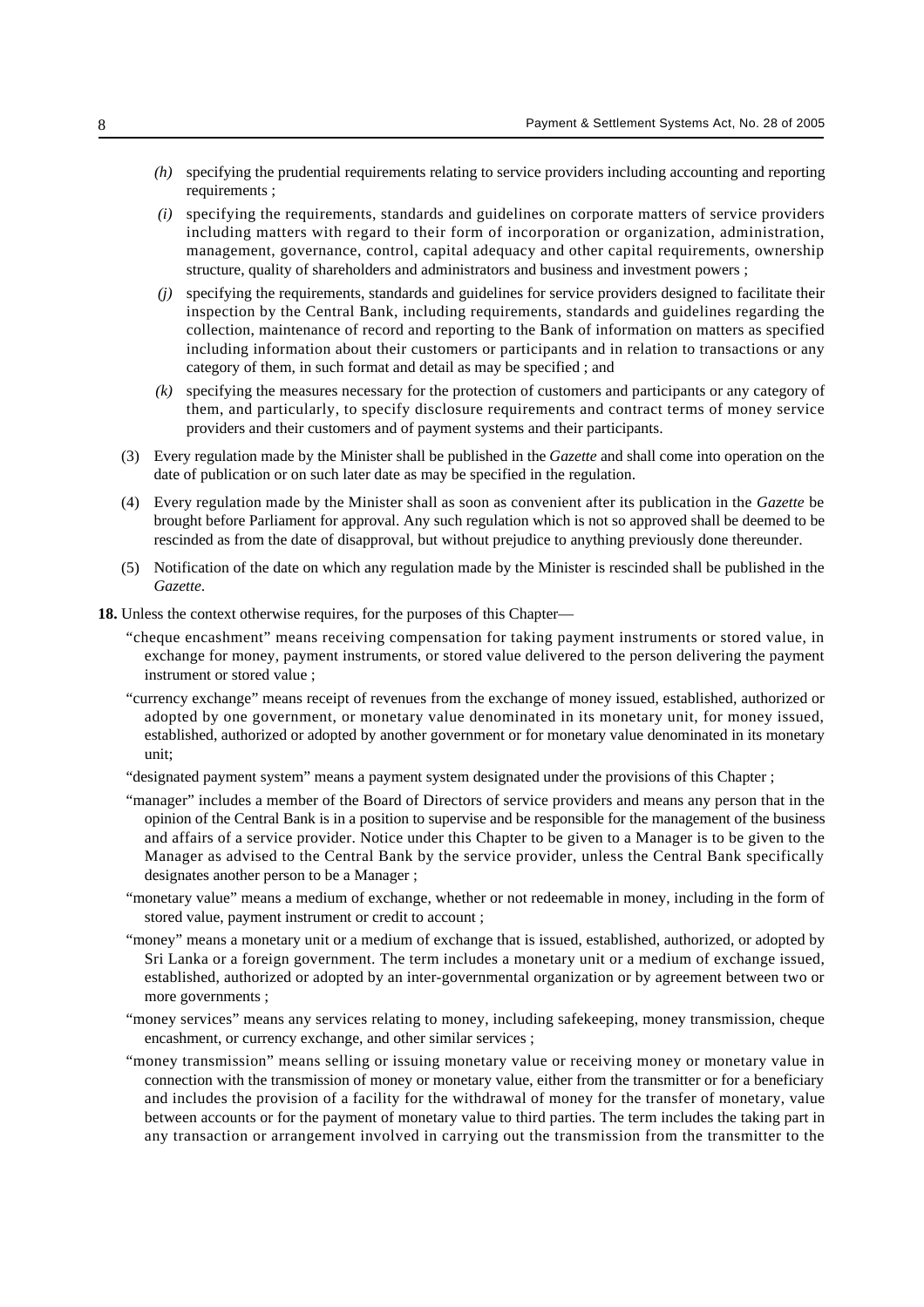*(h)* specifying the prudential requirements relating to service providers including accounting and reporting requirements ;

*(i)* specifying the requirements, standards and guidelines on corporate matters of service providers including matters with regard to their form of incorporation or organization, administration, management, governance, control, capital adequacy and other capital requirements, ownership structure, quality of shareholders and administrators and business and investment powers ;

*(j)* specifying the requirements, standards and guidelines for service providers designed to facilitate their inspection by the Central Bank, including requirements, standards and guidelines regarding the collection, maintenance of record and reporting to the Bank of information on matters as specified including information about their customers or participants and in relation to transactions or any category of them, in such format and detail as may be specified ; and

*(k)* specifying the measures necessary for the protection of customers and participants or any category of them, and particularly, to specify disclosure requirements and contract terms of money service providers and their customers and of payment systems and their participants.

(3) Every regulation made by the Minister shall be published in the *Gazette* and shall come into operation on the date of publication or on such later date as may be specified in the regulation.

(4) Every regulation made by the Minister shall as soon as convenient after its publication in the *Gazette* be brought before Parliament for approval. Any such regulation which is not so approved shall be deemed to be rescinded as from the date of disapproval, but without prejudice to anything previously done thereunder.

(5) Notification of the date on which any regulation made by the Minister is rescinded shall be published in the *Gazette*.

**18.** Unless the context otherwise requires, for the purposes of this Chapter—

"cheque encashment" means receiving compensation for taking payment instruments or stored value, in exchange for money, payment instruments, or stored value delivered to the person delivering the payment instrument or stored value ;

"currency exchange" means receipt of revenues from the exchange of money issued, established, authorized or adopted by one government, or monetary value denominated in its monetary unit, for money issued, established, authorized or adopted by another government or for monetary value denominated in its monetary unit;

"designated payment system" means a payment system designated under the provisions of this Chapter ;

"manager" includes a member of the Board of Directors of service providers and means any person that in the opinion of the Central Bank is in a position to supervise and be responsible for the management of the business and affairs of a service provider. Notice under this Chapter to be given to a Manager is to be given to the Manager as advised to the Central Bank by the service provider, unless the Central Bank specifically designates another person to be a Manager ;

"monetary value" means a medium of exchange, whether or not redeemable in money, including in the form of stored value, payment instrument or credit to account ;

"money" means a monetary unit or a medium of exchange that is issued, established, authorized, or adopted by Sri Lanka or a foreign government. The term includes a monetary unit or a medium of exchange issued, established, authorized or adopted by an inter-governmental organization or by agreement between two or more governments ;

"money services" means any services relating to money, including safekeeping, money transmission, cheque encashment, or currency exchange, and other similar services ;

"money transmission" means selling or issuing monetary value or receiving money or monetary value in connection with the transmission of money or monetary value, either from the transmitter or for a beneficiary and includes the provision of a facility for the withdrawal of money for the transfer of monetary, value between accounts or for the payment of monetary value to third parties. The term includes the taking part in any transaction or arrangement involved in carrying out the transmission from the transmitter to the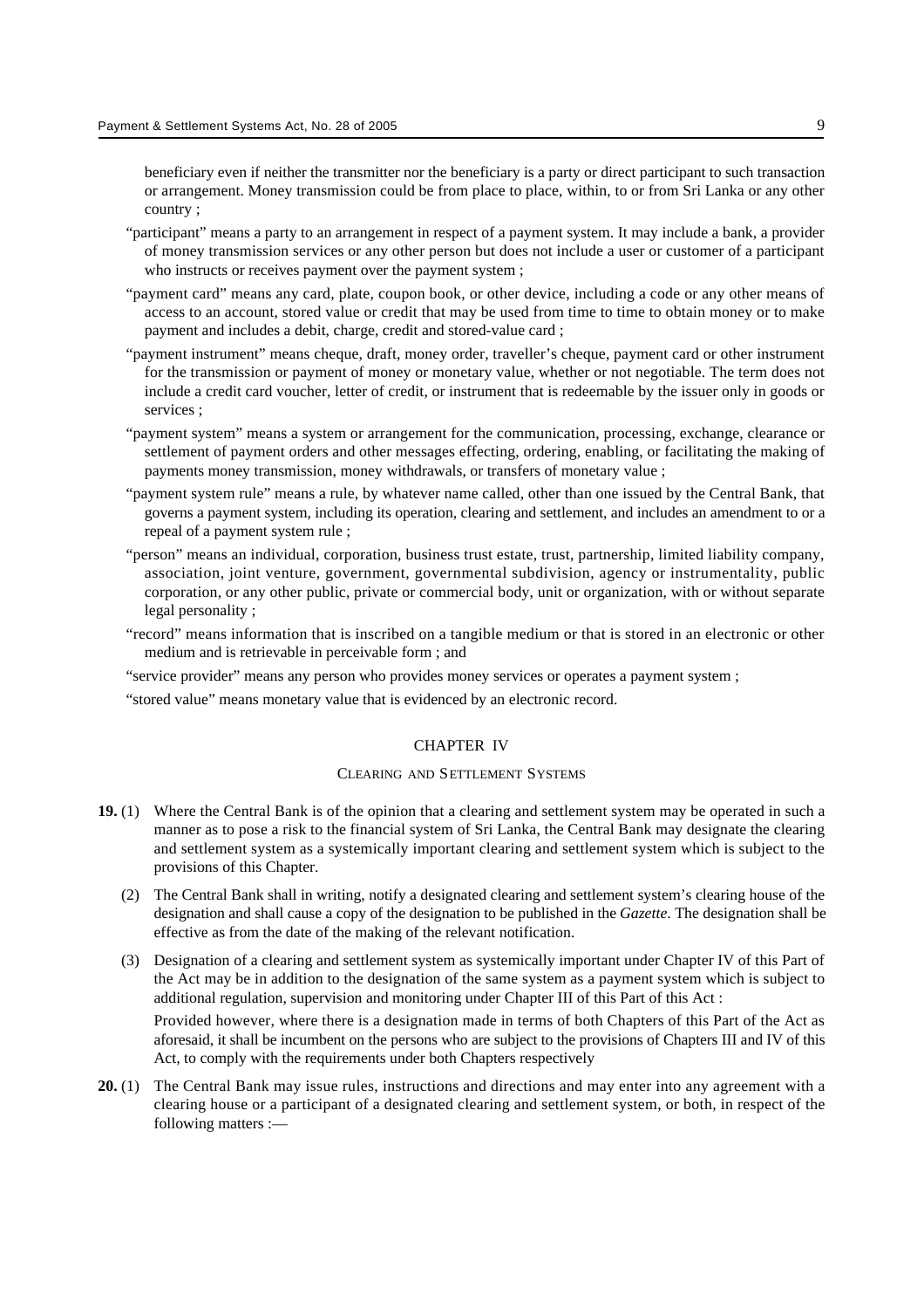beneficiary even if neither the transmitter nor the beneficiary is a party or direct participant to such transaction or arrangement. Money transmission could be from place to place, within, to or from Sri Lanka or any other country ;

"participant" means a party to an arrangement in respect of a payment system. It may include a bank, a provider of money transmission services or any other person but does not include a user or customer of a participant who instructs or receives payment over the payment system ;

"payment card" means any card, plate, coupon book, or other device, including a code or any other means of access to an account, stored value or credit that may be used from time to time to obtain money or to make payment and includes a debit, charge, credit and stored-value card ;

"payment instrument" means cheque, draft, money order, traveller's cheque, payment card or other instrument for the transmission or payment of money or monetary value, whether or not negotiable. The term does not include a credit card voucher, letter of credit, or instrument that is redeemable by the issuer only in goods or services ;

"payment system" means a system or arrangement for the communication, processing, exchange, clearance or settlement of payment orders and other messages effecting, ordering, enabling, or facilitating the making of payments money transmission, money withdrawals, or transfers of monetary value ;

"payment system rule" means a rule, by whatever name called, other than one issued by the Central Bank, that governs a payment system, including its operation, clearing and settlement, and includes an amendment to or a repeal of a payment system rule ;

"person" means an individual, corporation, business trust estate, trust, partnership, limited liability company, association, joint venture, government, governmental subdivision, agency or instrumentality, public corporation, or any other public, private or commercial body, unit or organization, with or without separate legal personality ;

"record" means information that is inscribed on a tangible medium or that is stored in an electronic or other medium and is retrievable in perceivable form ; and

"service provider" means any person who provides money services or operates a payment system ;

"stored value" means monetary value that is evidenced by an electronic record.

## CHAPTER IV

### CLEARING AND SETTLEMENT SYSTEMS

**19.** (1) Where the Central Bank is of the opinion that a clearing and settlement system may be operated in such a manner as to pose a risk to the financial system of Sri Lanka, the Central Bank may designate the clearing and settlement system as a systemically important clearing and settlement system which is subject to the provisions of this Chapter.

(2) The Central Bank shall in writing, notify a designated clearing and settlement system's clearing house of the designation and shall cause a copy of the designation to be published in the *Gazette*. The designation shall be effective as from the date of the making of the relevant notification.

(3) Designation of a clearing and settlement system as systemically important under Chapter IV of this Part of the Act may be in addition to the designation of the same system as a payment system which is subject to additional regulation, supervision and monitoring under Chapter III of this Part of this Act :

Provided however, where there is a designation made in terms of both Chapters of this Part of the Act as aforesaid, it shall be incumbent on the persons who are subject to the provisions of Chapters III and IV of this Act, to comply with the requirements under both Chapters respectively

**20.** (1) The Central Bank may issue rules, instructions and directions and may enter into any agreement with a clearing house or a participant of a designated clearing and settlement system, or both, in respect of the following matters :—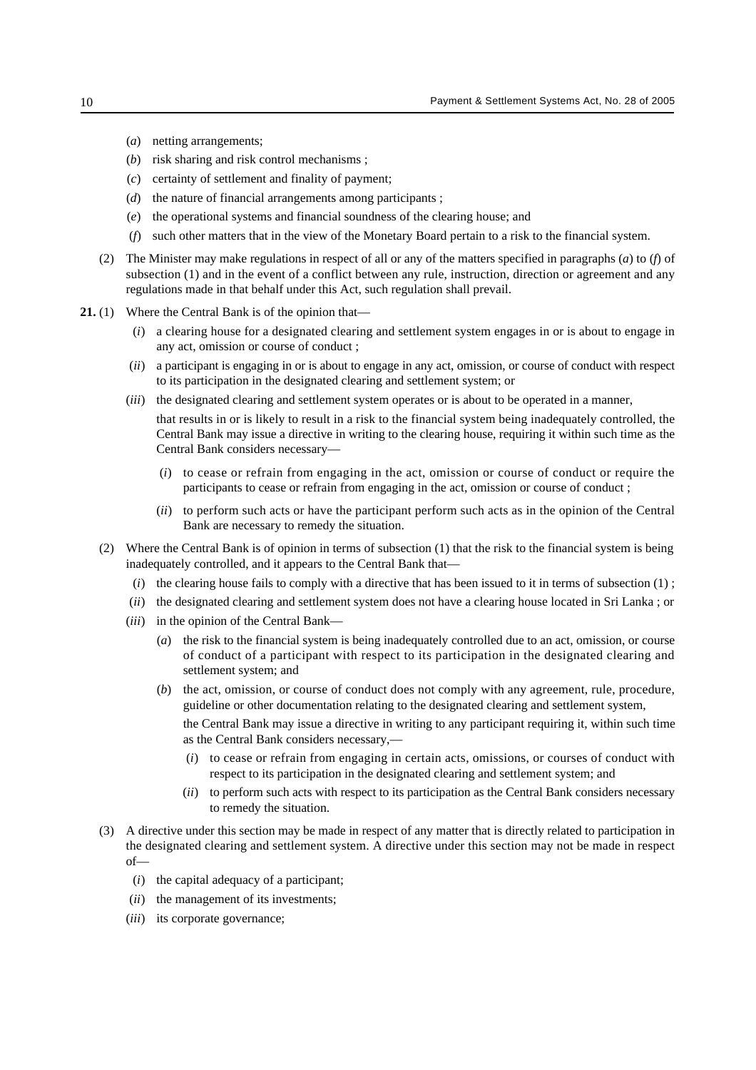(*a*) netting arrangements;

(*b*) risk sharing and risk control mechanisms ;

(*c*) certainty of settlement and finality of payment;

(*d*) the nature of financial arrangements among participants ;

(*e*) the operational systems and financial soundness of the clearing house; and

(*f*) such other matters that in the view of the Monetary Board pertain to a risk to the financial system.

(2) The Minister may make regulations in respect of all or any of the matters specified in paragraphs (*a*) to (*f*) of subsection (1) and in the event of a conflict between any rule, instruction, direction or agreement and any regulations made in that behalf under this Act, such regulation shall prevail.

**21.** (1) Where the Central Bank is of the opinion that—

(*i*) a clearing house for a designated clearing and settlement system engages in or is about to engage in any act, omission or course of conduct ;

(*ii*) a participant is engaging in or is about to engage in any act, omission, or course of conduct with respect to its participation in the designated clearing and settlement system; or

(*iii*) the designated clearing and settlement system operates or is about to be operated in a manner,

that results in or is likely to result in a risk to the financial system being inadequately controlled, the Central Bank may issue a directive in writing to the clearing house, requiring it within such time as the Central Bank considers necessary—

(*i*) to cease or refrain from engaging in the act, omission or course of conduct or require the participants to cease or refrain from engaging in the act, omission or course of conduct ;

(*ii*) to perform such acts or have the participant perform such acts as in the opinion of the Central Bank are necessary to remedy the situation.

(2) Where the Central Bank is of opinion in terms of subsection (1) that the risk to the financial system is being inadequately controlled, and it appears to the Central Bank that—

(*i*) the clearing house fails to comply with a directive that has been issued to it in terms of subsection (1) ;

(*ii*) the designated clearing and settlement system does not have a clearing house located in Sri Lanka ; or

(*iii*) in the opinion of the Central Bank—

(*a*) the risk to the financial system is being inadequately controlled due to an act, omission, or course of conduct of a participant with respect to its participation in the designated clearing and settlement system; and

(*b*) the act, omission, or course of conduct does not comply with any agreement, rule, procedure, guideline or other documentation relating to the designated clearing and settlement system,

the Central Bank may issue a directive in writing to any participant requiring it, within such time as the Central Bank considers necessary,—

(*i*) to cease or refrain from engaging in certain acts, omissions, or courses of conduct with respect to its participation in the designated clearing and settlement system; and

(*ii*) to perform such acts with respect to its participation as the Central Bank considers necessary to remedy the situation.

(3) A directive under this section may be made in respect of any matter that is directly related to participation in the designated clearing and settlement system. A directive under this section may not be made in respect of—

(*i*) the capital adequacy of a participant;

(*ii*) the management of its investments;

(*iii*) its corporate governance;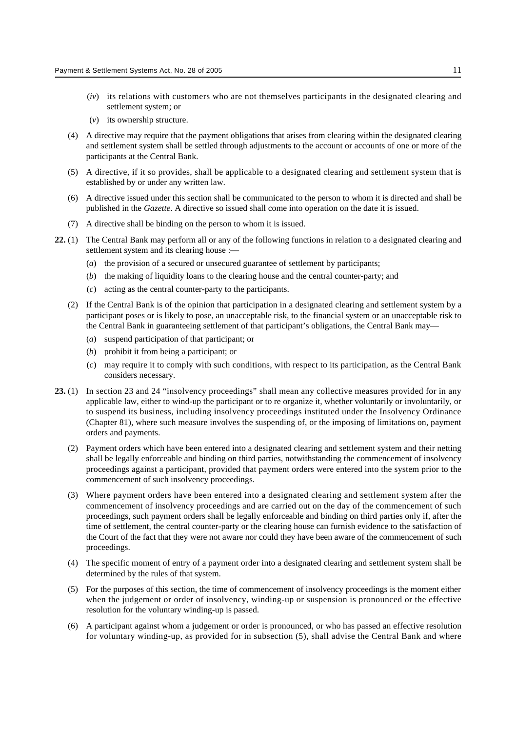(*iv*) its relations with customers who are not themselves participants in the designated clearing and settlement system; or

(*v*) its ownership structure.

(4) A directive may require that the payment obligations that arises from clearing within the designated clearing and settlement system shall be settled through adjustments to the account or accounts of one or more of the participants at the Central Bank.

(5) A directive, if it so provides, shall be applicable to a designated clearing and settlement system that is established by or under any written law.

(6) A directive issued under this section shall be communicated to the person to whom it is directed and shall be published in the *Gazette*. A directive so issued shall come into operation on the date it is issued.

(7) A directive shall be binding on the person to whom it is issued.

**22.** (1) The Central Bank may perform all or any of the following functions in relation to a designated clearing and settlement system and its clearing house :—

(*a*) the provision of a secured or unsecured guarantee of settlement by participants;

(*b*) the making of liquidity loans to the clearing house and the central counter-party; and

(*c*) acting as the central counter-party to the participants.

(2) If the Central Bank is of the opinion that participation in a designated clearing and settlement system by a participant poses or is likely to pose, an unacceptable risk, to the financial system or an unacceptable risk to the Central Bank in guaranteeing settlement of that participant's obligations, the Central Bank may—

(*a*) suspend participation of that participant; or

(*b*) prohibit it from being a participant; or

(*c*) may require it to comply with such conditions, with respect to its participation, as the Central Bank considers necessary.

**23.** (1) In section 23 and 24 "insolvency proceedings" shall mean any collective measures provided for in any applicable law, either to wind-up the participant or to re organize it, whether voluntarily or involuntarily, or to suspend its business, including insolvency proceedings instituted under the Insolvency Ordinance (Chapter 81), where such measure involves the suspending of, or the imposing of limitations on, payment orders and payments.

(2) Payment orders which have been entered into a designated clearing and settlement system and their netting shall be legally enforceable and binding on third parties, notwithstanding the commencement of insolvency proceedings against a participant, provided that payment orders were entered into the system prior to the commencement of such insolvency proceedings.

(3) Where payment orders have been entered into a designated clearing and settlement system after the commencement of insolvency proceedings and are carried out on the day of the commencement of such proceedings, such payment orders shall be legally enforceable and binding on third parties only if, after the time of settlement, the central counter-party or the clearing house can furnish evidence to the satisfaction of the Court of the fact that they were not aware nor could they have been aware of the commencement of such proceedings.

(4) The specific moment of entry of a payment order into a designated clearing and settlement system shall be determined by the rules of that system.

(5) For the purposes of this section, the time of commencement of insolvency proceedings is the moment either when the judgement or order of insolvency, winding-up or suspension is pronounced or the effective resolution for the voluntary winding-up is passed.

(6) A participant against whom a judgement or order is pronounced, or who has passed an effective resolution for voluntary winding-up, as provided for in subsection (5), shall advise the Central Bank and where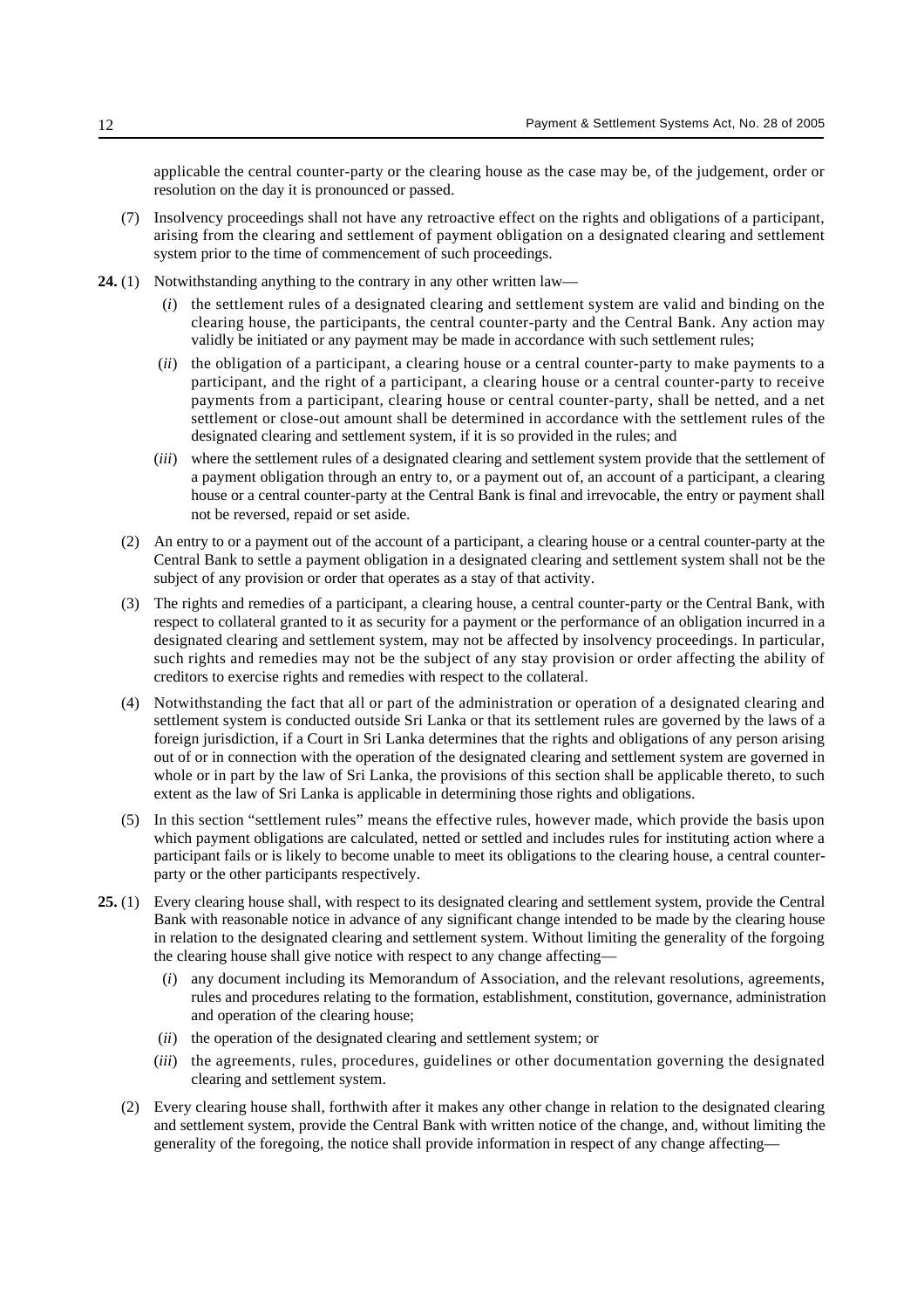applicable the central counter-party or the clearing house as the case may be, of the judgement, order or resolution on the day it is pronounced or passed.

(7) Insolvency proceedings shall not have any retroactive effect on the rights and obligations of a participant, arising from the clearing and settlement of payment obligation on a designated clearing and settlement system prior to the time of commencement of such proceedings.

**24.** (1) Notwithstanding anything to the contrary in any other written law—

(*i*) the settlement rules of a designated clearing and settlement system are valid and binding on the clearing house, the participants, the central counter-party and the Central Bank. Any action may validly be initiated or any payment may be made in accordance with such settlement rules;

(*ii*) the obligation of a participant, a clearing house or a central counter-party to make payments to a participant, and the right of a participant, a clearing house or a central counter-party to receive payments from a participant, clearing house or central counter-party, shall be netted, and a net settlement or close-out amount shall be determined in accordance with the settlement rules of the designated clearing and settlement system, if it is so provided in the rules; and

(*iii*) where the settlement rules of a designated clearing and settlement system provide that the settlement of a payment obligation through an entry to, or a payment out of, an account of a participant, a clearing house or a central counter-party at the Central Bank is final and irrevocable, the entry or payment shall not be reversed, repaid or set aside.

(2) An entry to or a payment out of the account of a participant, a clearing house or a central counter-party at the Central Bank to settle a payment obligation in a designated clearing and settlement system shall not be the subject of any provision or order that operates as a stay of that activity.

(3) The rights and remedies of a participant, a clearing house, a central counter-party or the Central Bank, with respect to collateral granted to it as security for a payment or the performance of an obligation incurred in a designated clearing and settlement system, may not be affected by insolvency proceedings. In particular, such rights and remedies may not be the subject of any stay provision or order affecting the ability of creditors to exercise rights and remedies with respect to the collateral.

(4) Notwithstanding the fact that all or part of the administration or operation of a designated clearing and settlement system is conducted outside Sri Lanka or that its settlement rules are governed by the laws of a foreign jurisdiction, if a Court in Sri Lanka determines that the rights and obligations of any person arising out of or in connection with the operation of the designated clearing and settlement system are governed in whole or in part by the law of Sri Lanka, the provisions of this section shall be applicable thereto, to such extent as the law of Sri Lanka is applicable in determining those rights and obligations.

(5) In this section "settlement rules" means the effective rules, however made, which provide the basis upon which payment obligations are calculated, netted or settled and includes rules for instituting action where a participant fails or is likely to become unable to meet its obligations to the clearing house, a central counter-party or the other participants respectively.

**25.** (1) Every clearing house shall, with respect to its designated clearing and settlement system, provide the Central Bank with reasonable notice in advance of any significant change intended to be made by the clearing house in relation to the designated clearing and settlement system. Without limiting the generality of the forgoing the clearing house shall give notice with respect to any change affecting—

(*i*) any document including its Memorandum of Association, and the relevant resolutions, agreements, rules and procedures relating to the formation, establishment, constitution, governance, administration and operation of the clearing house;

(*ii*) the operation of the designated clearing and settlement system; or

(*iii*) the agreements, rules, procedures, guidelines or other documentation governing the designated clearing and settlement system.

(2) Every clearing house shall, forthwith after it makes any other change in relation to the designated clearing and settlement system, provide the Central Bank with written notice of the change, and, without limiting the generality of the foregoing, the notice shall provide information in respect of any change affecting—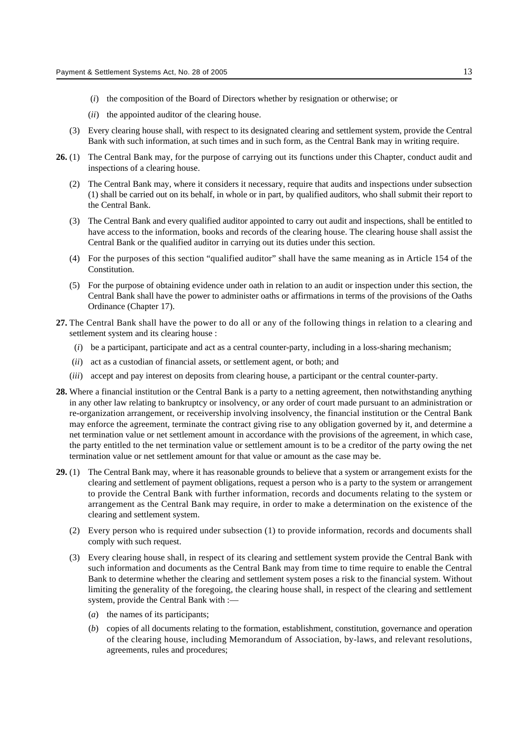(*i*) the composition of the Board of Directors whether by resignation or otherwise; or

(*ii*) the appointed auditor of the clearing house.

(3) Every clearing house shall, with respect to its designated clearing and settlement system, provide the Central Bank with such information, at such times and in such form, as the Central Bank may in writing require.

**26.** (1) The Central Bank may, for the purpose of carrying out its functions under this Chapter, conduct audit and inspections of a clearing house.

(2) The Central Bank may, where it considers it necessary, require that audits and inspections under subsection (1) shall be carried out on its behalf, in whole or in part, by qualified auditors, who shall submit their report to the Central Bank.

(3) The Central Bank and every qualified auditor appointed to carry out audit and inspections, shall be entitled to have access to the information, books and records of the clearing house. The clearing house shall assist the Central Bank or the qualified auditor in carrying out its duties under this section.

(4) For the purposes of this section "qualified auditor" shall have the same meaning as in Article 154 of the Constitution.

(5) For the purpose of obtaining evidence under oath in relation to an audit or inspection under this section, the Central Bank shall have the power to administer oaths or affirmations in terms of the provisions of the Oaths Ordinance (Chapter 17).

**27.** The Central Bank shall have the power to do all or any of the following things in relation to a clearing and settlement system and its clearing house :

(*i*) be a participant, participate and act as a central counter-party, including in a loss-sharing mechanism;

(*ii*) act as a custodian of financial assets, or settlement agent, or both; and

(*iii*) accept and pay interest on deposits from clearing house, a participant or the central counter-party.

**28.** Where a financial institution or the Central Bank is a party to a netting agreement, then notwithstanding anything in any other law relating to bankruptcy or insolvency, or any order of court made pursuant to an administration or re-organization arrangement, or receivership involving insolvency, the financial institution or the Central Bank may enforce the agreement, terminate the contract giving rise to any obligation governed by it, and determine a net termination value or net settlement amount in accordance with the provisions of the agreement, in which case, the party entitled to the net termination value or settlement amount is to be a creditor of the party owing the net termination value or net settlement amount for that value or amount as the case may be.

**29.** (1) The Central Bank may, where it has reasonable grounds to believe that a system or arrangement exists for the clearing and settlement of payment obligations, request a person who is a party to the system or arrangement to provide the Central Bank with further information, records and documents relating to the system or arrangement as the Central Bank may require, in order to make a determination on the existence of the clearing and settlement system.

(2) Every person who is required under subsection (1) to provide information, records and documents shall comply with such request.

(3) Every clearing house shall, in respect of its clearing and settlement system provide the Central Bank with such information and documents as the Central Bank may from time to time require to enable the Central Bank to determine whether the clearing and settlement system poses a risk to the financial system. Without limiting the generality of the foregoing, the clearing house shall, in respect of the clearing and settlement system, provide the Central Bank with :—

(*a*) the names of its participants;

(*b*) copies of all documents relating to the formation, establishment, constitution, governance and operation of the clearing house, including Memorandum of Association, by-laws, and relevant resolutions, agreements, rules and procedures;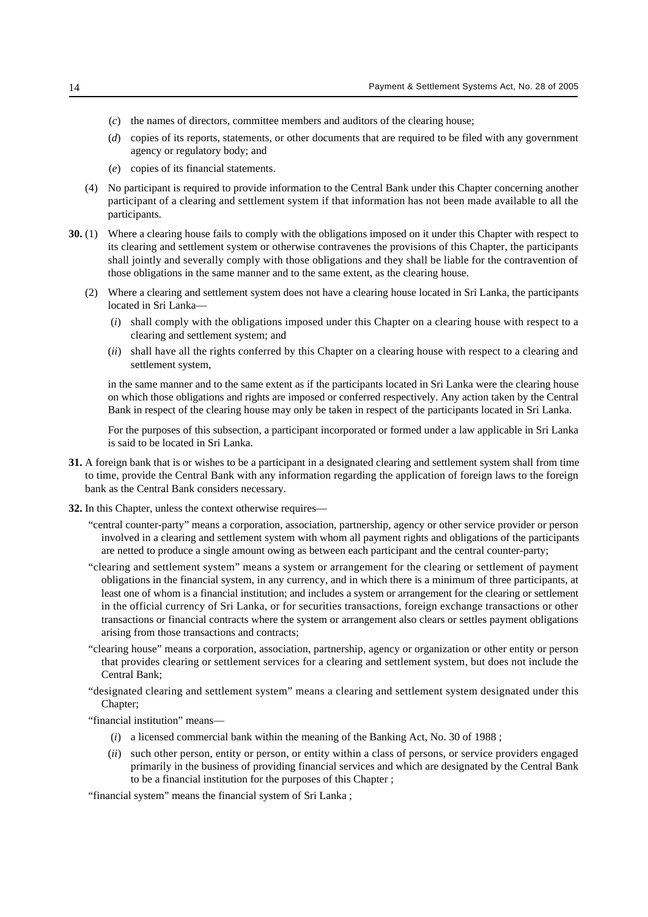(*c*) the names of directors, committee members and auditors of the clearing house;

(*d*) copies of its reports, statements, or other documents that are required to be filed with any government agency or regulatory body; and

(*e*) copies of its financial statements.

(4) No participant is required to provide information to the Central Bank under this Chapter concerning another participant of a clearing and settlement system if that information has not been made available to all the participants.

**30.** (1) Where a clearing house fails to comply with the obligations imposed on it under this Chapter with respect to its clearing and settlement system or otherwise contravenes the provisions of this Chapter, the participants shall jointly and severally comply with those obligations and they shall be liable for the contravention of those obligations in the same manner and to the same extent, as the clearing house.

(2) Where a clearing and settlement system does not have a clearing house located in Sri Lanka, the participants located in Sri Lanka—

(*i*) shall comply with the obligations imposed under this Chapter on a clearing house with respect to a clearing and settlement system; and

(*ii*) shall have all the rights conferred by this Chapter on a clearing house with respect to a clearing and settlement system,

in the same manner and to the same extent as if the participants located in Sri Lanka were the clearing house on which those obligations and rights are imposed or conferred respectively. Any action taken by the Central Bank in respect of the clearing house may only be taken in respect of the participants located in Sri Lanka.

For the purposes of this subsection, a participant incorporated or formed under a law applicable in Sri Lanka is said to be located in Sri Lanka.

**31.** A foreign bank that is or wishes to be a participant in a designated clearing and settlement system shall from time to time, provide the Central Bank with any information regarding the application of foreign laws to the foreign bank as the Central Bank considers necessary.

**32.** In this Chapter, unless the context otherwise requires—

"central counter-party" means a corporation, association, partnership, agency or other service provider or person involved in a clearing and settlement system with whom all payment rights and obligations of the participants are netted to produce a single amount owing as between each participant and the central counter-party;

"clearing and settlement system" means a system or arrangement for the clearing or settlement of payment obligations in the financial system, in any currency, and in which there is a minimum of three participants, at least one of whom is a financial institution; and includes a system or arrangement for the clearing or settlement in the official currency of Sri Lanka, or for securities transactions, foreign exchange transactions or other transactions or financial contracts where the system or arrangement also clears or settles payment obligations arising from those transactions and contracts;

"clearing house" means a corporation, association, partnership, agency or organization or other entity or person that provides clearing or settlement services for a clearing and settlement system, but does not include the Central Bank;

"designated clearing and settlement system" means a clearing and settlement system designated under this Chapter;

"financial institution" means—

(*i*) a licensed commercial bank within the meaning of the Banking Act, No. 30 of 1988 ;

(*ii*) such other person, entity or person, or entity within a class of persons, or service providers engaged primarily in the business of providing financial services and which are designated by the Central Bank to be a financial institution for the purposes of this Chapter ;

"financial system" means the financial system of Sri Lanka ;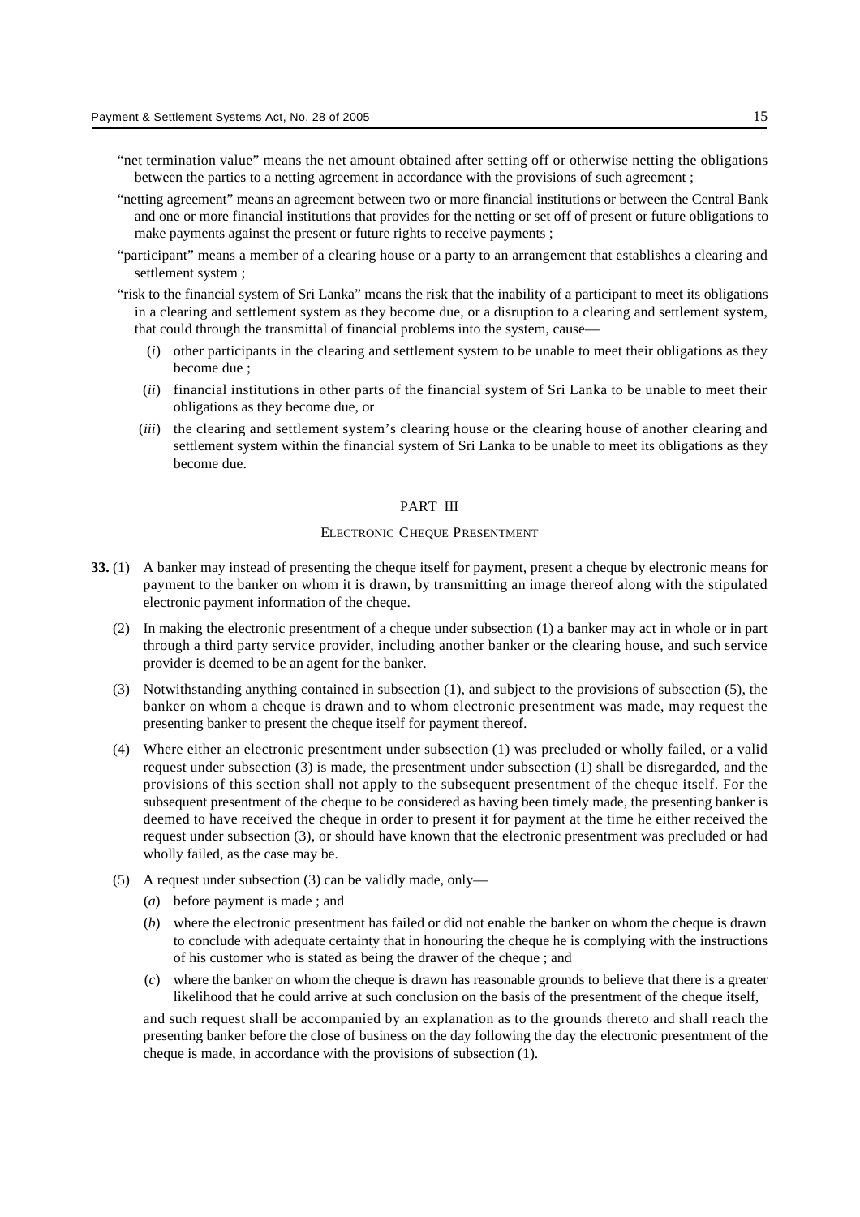"net termination value" means the net amount obtained after setting off or otherwise netting the obligations between the parties to a netting agreement in accordance with the provisions of such agreement ;

"netting agreement" means an agreement between two or more financial institutions or between the Central Bank and one or more financial institutions that provides for the netting or set off of present or future obligations to make payments against the present or future rights to receive payments ;

"participant" means a member of a clearing house or a party to an arrangement that establishes a clearing and settlement system ;

"risk to the financial system of Sri Lanka" means the risk that the inability of a participant to meet its obligations in a clearing and settlement system as they become due, or a disruption to a clearing and settlement system, that could through the transmittal of financial problems into the system, cause—

(*i*) other participants in the clearing and settlement system to be unable to meet their obligations as they become due ;

(*ii*) financial institutions in other parts of the financial system of Sri Lanka to be unable to meet their obligations as they become due, or

(*iii*) the clearing and settlement system's clearing house or the clearing house of another clearing and settlement system within the financial system of Sri Lanka to be unable to meet its obligations as they become due.

## PART III

### ELECTRONIC CHEQUE PRESENTMENT

**33.** (1) A banker may instead of presenting the cheque itself for payment, present a cheque by electronic means for payment to the banker on whom it is drawn, by transmitting an image thereof along with the stipulated electronic payment information of the cheque.

(2) In making the electronic presentment of a cheque under subsection (1) a banker may act in whole or in part through a third party service provider, including another banker or the clearing house, and such service provider is deemed to be an agent for the banker.

(3) Notwithstanding anything contained in subsection (1), and subject to the provisions of subsection (5), the banker on whom a cheque is drawn and to whom electronic presentment was made, may request the presenting banker to present the cheque itself for payment thereof.

(4) Where either an electronic presentment under subsection (1) was precluded or wholly failed, or a valid request under subsection (3) is made, the presentment under subsection (1) shall be disregarded, and the provisions of this section shall not apply to the subsequent presentment of the cheque itself. For the subsequent presentment of the cheque to be considered as having been timely made, the presenting banker is deemed to have received the cheque in order to present it for payment at the time he either received the request under subsection (3), or should have known that the electronic presentment was precluded or had wholly failed, as the case may be.

(5) A request under subsection (3) can be validly made, only—

(*a*) before payment is made ; and

(*b*) where the electronic presentment has failed or did not enable the banker on whom the cheque is drawn to conclude with adequate certainty that in honouring the cheque he is complying with the instructions of his customer who is stated as being the drawer of the cheque ; and

(*c*) where the banker on whom the cheque is drawn has reasonable grounds to believe that there is a greater likelihood that he could arrive at such conclusion on the basis of the presentment of the cheque itself,

and such request shall be accompanied by an explanation as to the grounds thereto and shall reach the presenting banker before the close of business on the day following the day the electronic presentment of the cheque is made, in accordance with the provisions of subsection (1).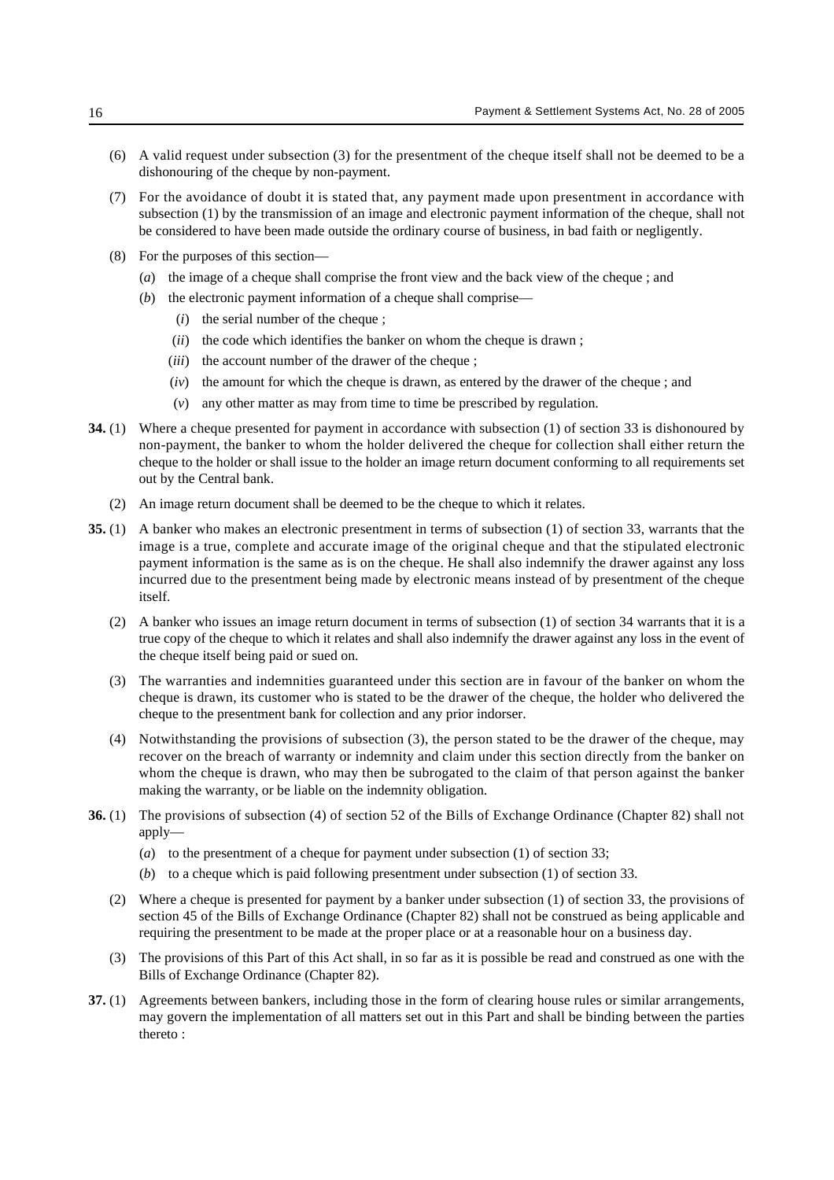(6) A valid request under subsection (3) for the presentment of the cheque itself shall not be deemed to be a dishonouring of the cheque by non-payment.

(7) For the avoidance of doubt it is stated that, any payment made upon presentment in accordance with subsection (1) by the transmission of an image and electronic payment information of the cheque, shall not be considered to have been made outside the ordinary course of business, in bad faith or negligently.

(8) For the purposes of this section—

(*a*) the image of a cheque shall comprise the front view and the back view of the cheque ; and

(*b*) the electronic payment information of a cheque shall comprise—

(*i*) the serial number of the cheque ;

(*ii*) the code which identifies the banker on whom the cheque is drawn ;

(*iii*) the account number of the drawer of the cheque ;

(*iv*) the amount for which the cheque is drawn, as entered by the drawer of the cheque ; and

(*v*) any other matter as may from time to time be prescribed by regulation.

**34.** (1) Where a cheque presented for payment in accordance with subsection (1) of section 33 is dishonoured by non-payment, the banker to whom the holder delivered the cheque for collection shall either return the cheque to the holder or shall issue to the holder an image return document conforming to all requirements set out by the Central bank.

(2) An image return document shall be deemed to be the cheque to which it relates.

**35.** (1) A banker who makes an electronic presentment in terms of subsection (1) of section 33, warrants that the image is a true, complete and accurate image of the original cheque and that the stipulated electronic payment information is the same as is on the cheque. He shall also indemnify the drawer against any loss incurred due to the presentment being made by electronic means instead of by presentment of the cheque itself.

(2) A banker who issues an image return document in terms of subsection (1) of section 34 warrants that it is a true copy of the cheque to which it relates and shall also indemnify the drawer against any loss in the event of the cheque itself being paid or sued on.

(3) The warranties and indemnities guaranteed under this section are in favour of the banker on whom the cheque is drawn, its customer who is stated to be the drawer of the cheque, the holder who delivered the cheque to the presentment bank for collection and any prior indorser.

(4) Notwithstanding the provisions of subsection (3), the person stated to be the drawer of the cheque, may recover on the breach of warranty or indemnity and claim under this section directly from the banker on whom the cheque is drawn, who may then be subrogated to the claim of that person against the banker making the warranty, or be liable on the indemnity obligation.

**36.** (1) The provisions of subsection (4) of section 52 of the Bills of Exchange Ordinance (Chapter 82) shall not apply—

(*a*) to the presentment of a cheque for payment under subsection (1) of section 33;

(*b*) to a cheque which is paid following presentment under subsection (1) of section 33.

(2) Where a cheque is presented for payment by a banker under subsection (1) of section 33, the provisions of section 45 of the Bills of Exchange Ordinance (Chapter 82) shall not be construed as being applicable and requiring the presentment to be made at the proper place or at a reasonable hour on a business day.

(3) The provisions of this Part of this Act shall, in so far as it is possible be read and construed as one with the Bills of Exchange Ordinance (Chapter 82).

**37.** (1) Agreements between bankers, including those in the form of clearing house rules or similar arrangements, may govern the implementation of all matters set out in this Part and shall be binding between the parties thereto :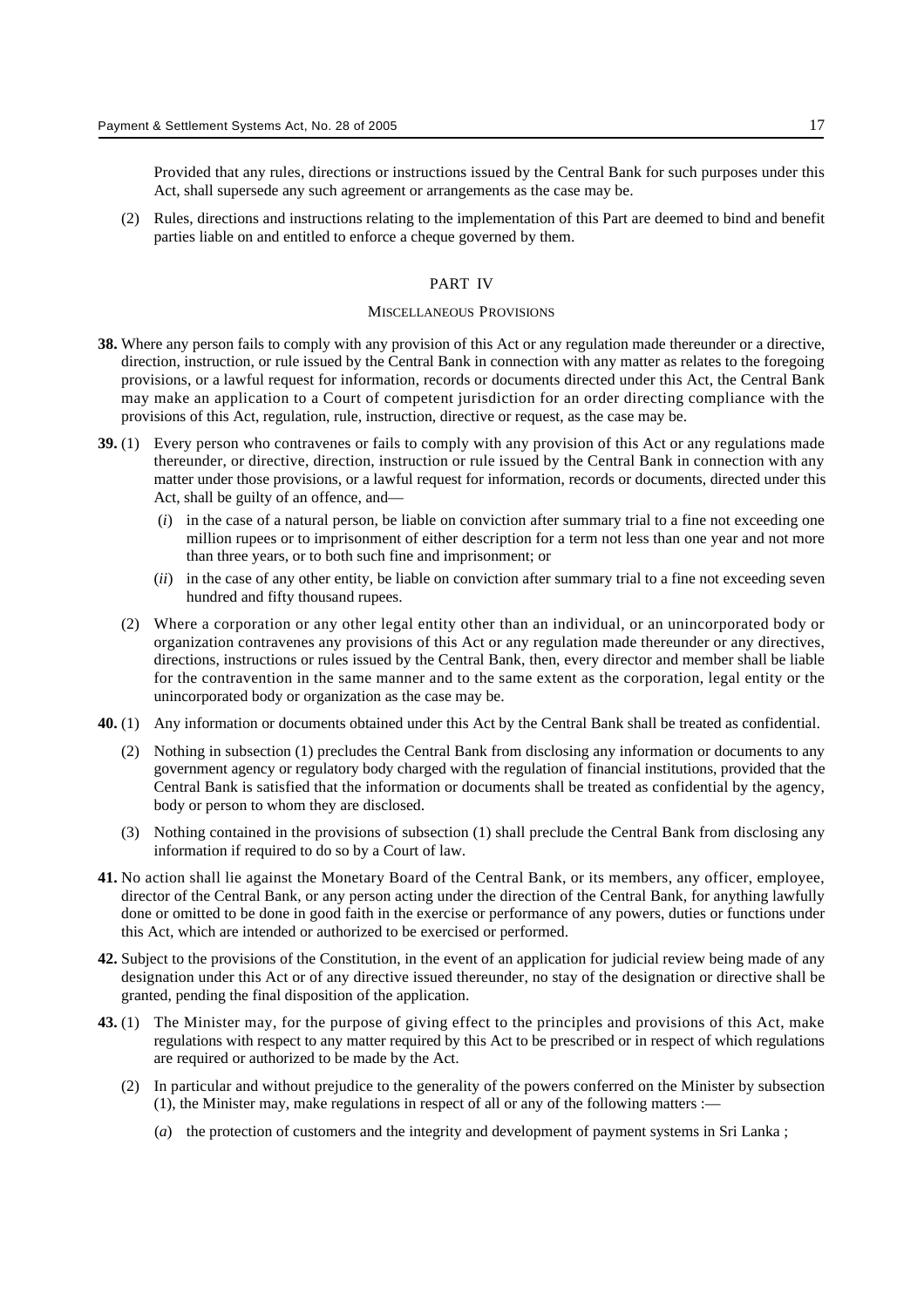Provided that any rules, directions or instructions issued by the Central Bank for such purposes under this Act, shall supersede any such agreement or arrangements as the case may be.

(2) Rules, directions and instructions relating to the implementation of this Part are deemed to bind and benefit parties liable on and entitled to enforce a cheque governed by them.

## PART IV

### MISCELLANEOUS PROVISIONS

**38.** Where any person fails to comply with any provision of this Act or any regulation made thereunder or a directive, direction, instruction, or rule issued by the Central Bank in connection with any matter as relates to the foregoing provisions, or a lawful request for information, records or documents directed under this Act, the Central Bank may make an application to a Court of competent jurisdiction for an order directing compliance with the provisions of this Act, regulation, rule, instruction, directive or request, as the case may be.

**39.** (1) Every person who contravenes or fails to comply with any provision of this Act or any regulations made thereunder, or directive, direction, instruction or rule issued by the Central Bank in connection with any matter under those provisions, or a lawful request for information, records or documents, directed under this Act, shall be guilty of an offence, and—

(*i*) in the case of a natural person, be liable on conviction after summary trial to a fine not exceeding one million rupees or to imprisonment of either description for a term not less than one year and not more than three years, or to both such fine and imprisonment; or

(*ii*) in the case of any other entity, be liable on conviction after summary trial to a fine not exceeding seven hundred and fifty thousand rupees.

(2) Where a corporation or any other legal entity other than an individual, or an unincorporated body or organization contravenes any provisions of this Act or any regulation made thereunder or any directives, directions, instructions or rules issued by the Central Bank, then, every director and member shall be liable for the contravention in the same manner and to the same extent as the corporation, legal entity or the unincorporated body or organization as the case may be.

**40.** (1) Any information or documents obtained under this Act by the Central Bank shall be treated as confidential.

(2) Nothing in subsection (1) precludes the Central Bank from disclosing any information or documents to any government agency or regulatory body charged with the regulation of financial institutions, provided that the Central Bank is satisfied that the information or documents shall be treated as confidential by the agency, body or person to whom they are disclosed.

(3) Nothing contained in the provisions of subsection (1) shall preclude the Central Bank from disclosing any information if required to do so by a Court of law.

**41.** No action shall lie against the Monetary Board of the Central Bank, or its members, any officer, employee, director of the Central Bank, or any person acting under the direction of the Central Bank, for anything lawfully done or omitted to be done in good faith in the exercise or performance of any powers, duties or functions under this Act, which are intended or authorized to be exercised or performed.

**42.** Subject to the provisions of the Constitution, in the event of an application for judicial review being made of any designation under this Act or of any directive issued thereunder, no stay of the designation or directive shall be granted, pending the final disposition of the application.

**43.** (1) The Minister may, for the purpose of giving effect to the principles and provisions of this Act, make regulations with respect to any matter required by this Act to be prescribed or in respect of which regulations are required or authorized to be made by the Act.

(2) In particular and without prejudice to the generality of the powers conferred on the Minister by subsection (1), the Minister may, make regulations in respect of all or any of the following matters :—

(*a*) the protection of customers and the integrity and development of payment systems in Sri Lanka ;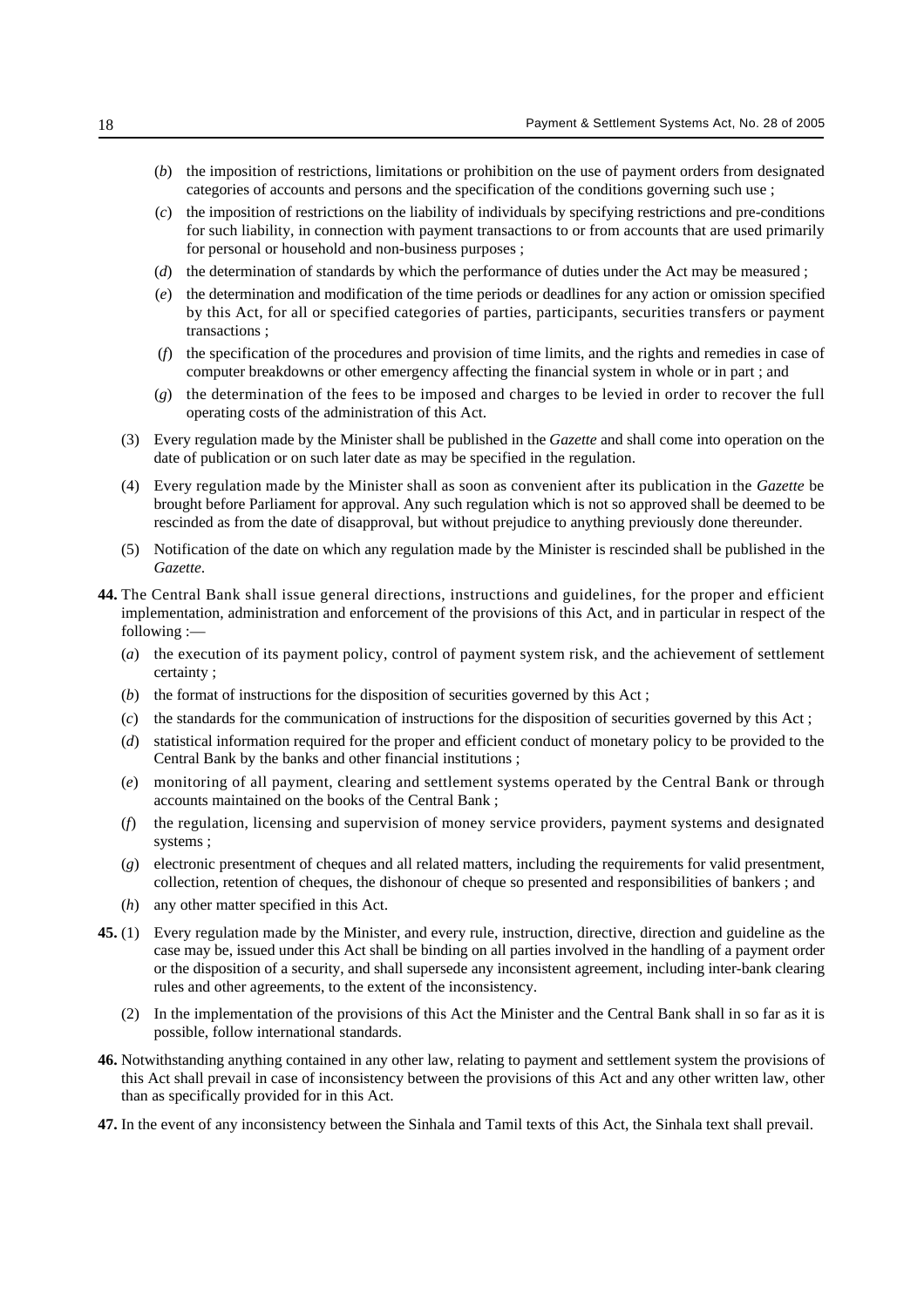(*b*) the imposition of restrictions, limitations or prohibition on the use of payment orders from designated categories of accounts and persons and the specification of the conditions governing such use ;

(*c*) the imposition of restrictions on the liability of individuals by specifying restrictions and pre-conditions for such liability, in connection with payment transactions to or from accounts that are used primarily for personal or household and non-business purposes ;

(*d*) the determination of standards by which the performance of duties under the Act may be measured ;

(*e*) the determination and modification of the time periods or deadlines for any action or omission specified by this Act, for all or specified categories of parties, participants, securities transfers or payment transactions ;

(*f*) the specification of the procedures and provision of time limits, and the rights and remedies in case of computer breakdowns or other emergency affecting the financial system in whole or in part ; and

(*g*) the determination of the fees to be imposed and charges to be levied in order to recover the full operating costs of the administration of this Act.

(3) Every regulation made by the Minister shall be published in the *Gazette* and shall come into operation on the date of publication or on such later date as may be specified in the regulation.

(4) Every regulation made by the Minister shall as soon as convenient after its publication in the *Gazette* be brought before Parliament for approval. Any such regulation which is not so approved shall be deemed to be rescinded as from the date of disapproval, but without prejudice to anything previously done thereunder.

(5) Notification of the date on which any regulation made by the Minister is rescinded shall be published in the *Gazette*.

**44.** The Central Bank shall issue general directions, instructions and guidelines, for the proper and efficient implementation, administration and enforcement of the provisions of this Act, and in particular in respect of the following :—

(*a*) the execution of its payment policy, control of payment system risk, and the achievement of settlement certainty ;

(*b*) the format of instructions for the disposition of securities governed by this Act ;

(*c*) the standards for the communication of instructions for the disposition of securities governed by this Act ;

(*d*) statistical information required for the proper and efficient conduct of monetary policy to be provided to the Central Bank by the banks and other financial institutions ;

(*e*) monitoring of all payment, clearing and settlement systems operated by the Central Bank or through accounts maintained on the books of the Central Bank ;

(*f*) the regulation, licensing and supervision of money service providers, payment systems and designated systems ;

(*g*) electronic presentment of cheques and all related matters, including the requirements for valid presentment, collection, retention of cheques, the dishonour of cheque so presented and responsibilities of bankers ; and

(*h*) any other matter specified in this Act.

**45.** (1) Every regulation made by the Minister, and every rule, instruction, directive, direction and guideline as the case may be, issued under this Act shall be binding on all parties involved in the handling of a payment order or the disposition of a security, and shall supersede any inconsistent agreement, including inter-bank clearing rules and other agreements, to the extent of the inconsistency.

(2) In the implementation of the provisions of this Act the Minister and the Central Bank shall in so far as it is possible, follow international standards.

**46.** Notwithstanding anything contained in any other law, relating to payment and settlement system the provisions of this Act shall prevail in case of inconsistency between the provisions of this Act and any other written law, other than as specifically provided for in this Act.

**47.** In the event of any inconsistency between the Sinhala and Tamil texts of this Act, the Sinhala text shall prevail.